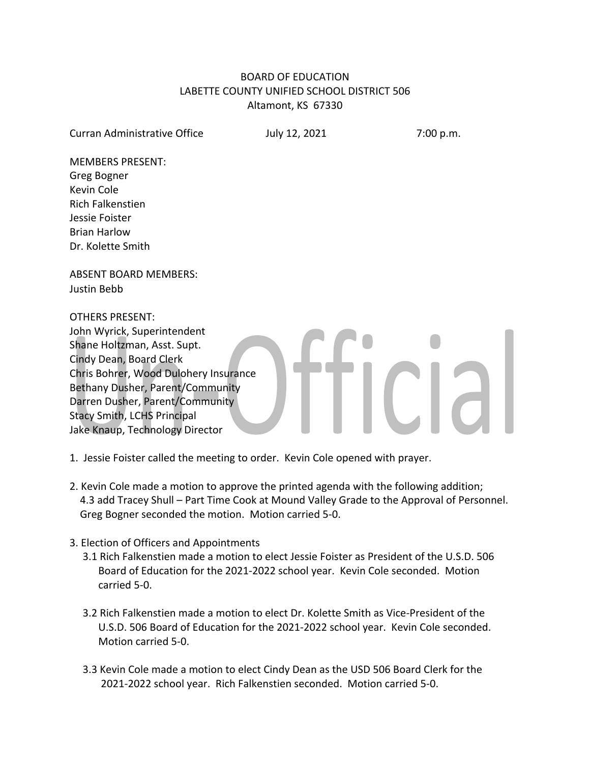BOARD OF EDUCATION
LABETTE COUNTY UNIFIED SCHOOL DISTRICT 506
Altamont, KS 67330

Curran Administrative Office July 12, 2021 7:00 p.m.

MEMBERS PRESENT:
Greg Bogner
Kevin Cole
Rich Falkenstien
Jessie Foister
Brian Harlow
Dr. Kolette Smith

ABSENT BOARD MEMBERS:
Justin Bebb

OTHERS PRESENT:
John Wyrick, Superintendent
Shane Holtzman, Asst. Supt.
Cindy Dean, Board Clerk
Chris Bohrer, Wood Dulohery Insurance
Bethany Dusher, Parent/Community
Darren Dusher, Parent/Community
Stacy Smith, LCHS Principal
Jake Knaup, Technology Director

1. Jessie Foister called the meeting to order. Kevin Cole opened with prayer.

2. Kevin Cole made a motion to approve the printed agenda with the following addition; 4.3 add Tracey Shull – Part Time Cook at Mound Valley Grade to the Approval of Personnel. Greg Bogner seconded the motion. Motion carried 5-0.

3. Election of Officers and Appointments

3.1 Rich Falkenstien made a motion to elect Jessie Foister as President of the U.S.D. 506 Board of Education for the 2021-2022 school year. Kevin Cole seconded. Motion carried 5-0.

3.2 Rich Falkenstien made a motion to elect Dr. Kolette Smith as Vice-President of the U.S.D. 506 Board of Education for the 2021-2022 school year. Kevin Cole seconded. Motion carried 5-0.

3.3 Kevin Cole made a motion to elect Cindy Dean as the USD 506 Board Clerk for the 2021-2022 school year. Rich Falkenstien seconded. Motion carried 5-0.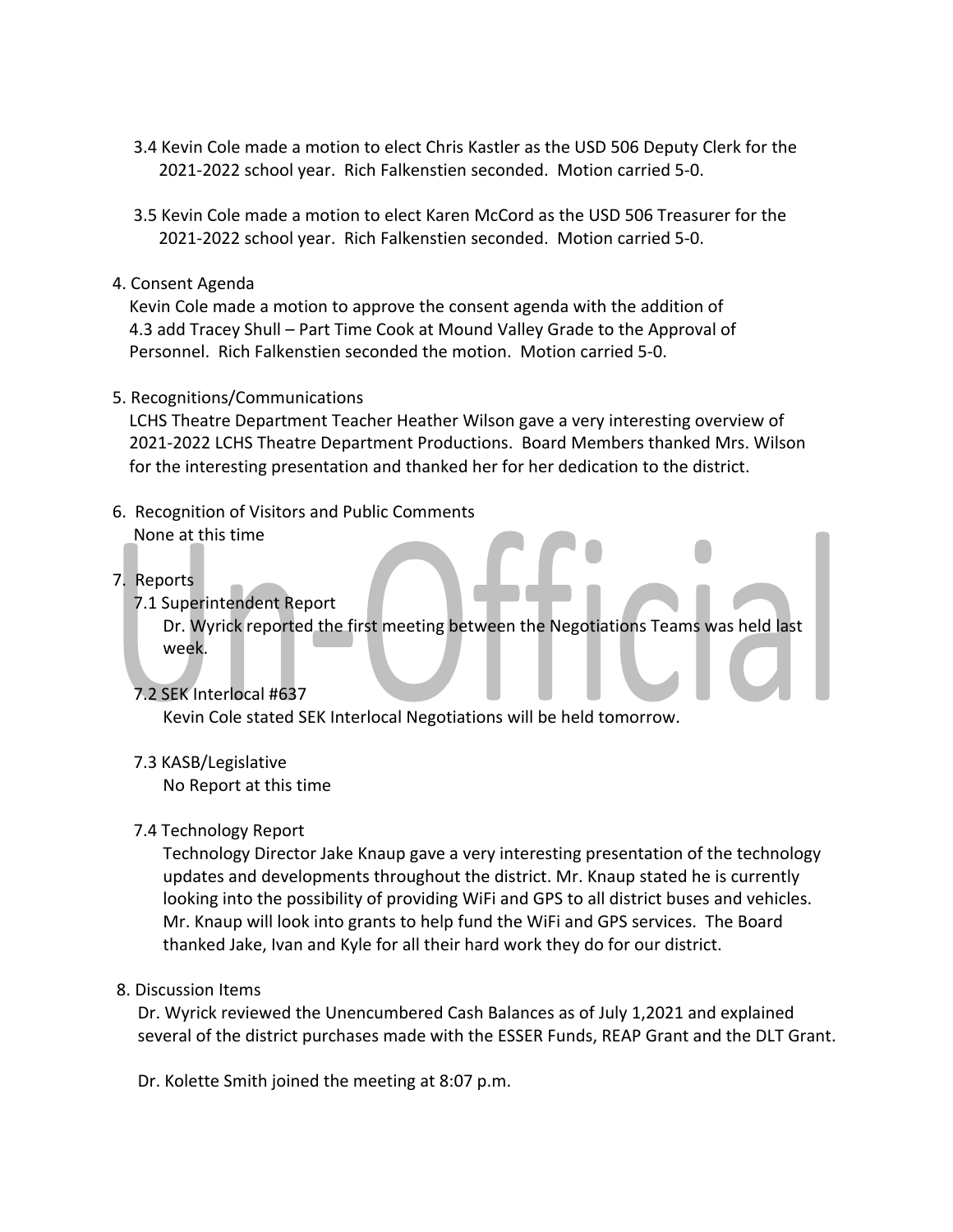3.4 Kevin Cole made a motion to elect Chris Kastler as the USD 506 Deputy Clerk for the 2021-2022 school year. Rich Falkenstien seconded. Motion carried 5-0.

3.5 Kevin Cole made a motion to elect Karen McCord as the USD 506 Treasurer for the 2021-2022 school year. Rich Falkenstien seconded. Motion carried 5-0.

4. Consent Agenda

Kevin Cole made a motion to approve the consent agenda with the addition of 4.3 add Tracey Shull – Part Time Cook at Mound Valley Grade to the Approval of Personnel. Rich Falkenstien seconded the motion. Motion carried 5-0.

5. Recognitions/Communications

LCHS Theatre Department Teacher Heather Wilson gave a very interesting overview of 2021-2022 LCHS Theatre Department Productions. Board Members thanked Mrs. Wilson for the interesting presentation and thanked her for her dedication to the district.

6. Recognition of Visitors and Public Comments

None at this time

7. Reports

7.1 Superintendent Report

Dr. Wyrick reported the first meeting between the Negotiations Teams was held last week.

7.2 SEK Interlocal #637

Kevin Cole stated SEK Interlocal Negotiations will be held tomorrow.

7.3 KASB/Legislative

No Report at this time

7.4 Technology Report

Technology Director Jake Knaup gave a very interesting presentation of the technology updates and developments throughout the district. Mr. Knaup stated he is currently looking into the possibility of providing WiFi and GPS to all district buses and vehicles. Mr. Knaup will look into grants to help fund the WiFi and GPS services. The Board thanked Jake, Ivan and Kyle for all their hard work they do for our district.

8. Discussion Items

Dr. Wyrick reviewed the Unencumbered Cash Balances as of July 1,2021 and explained several of the district purchases made with the ESSER Funds, REAP Grant and the DLT Grant.

Dr. Kolette Smith joined the meeting at 8:07 p.m.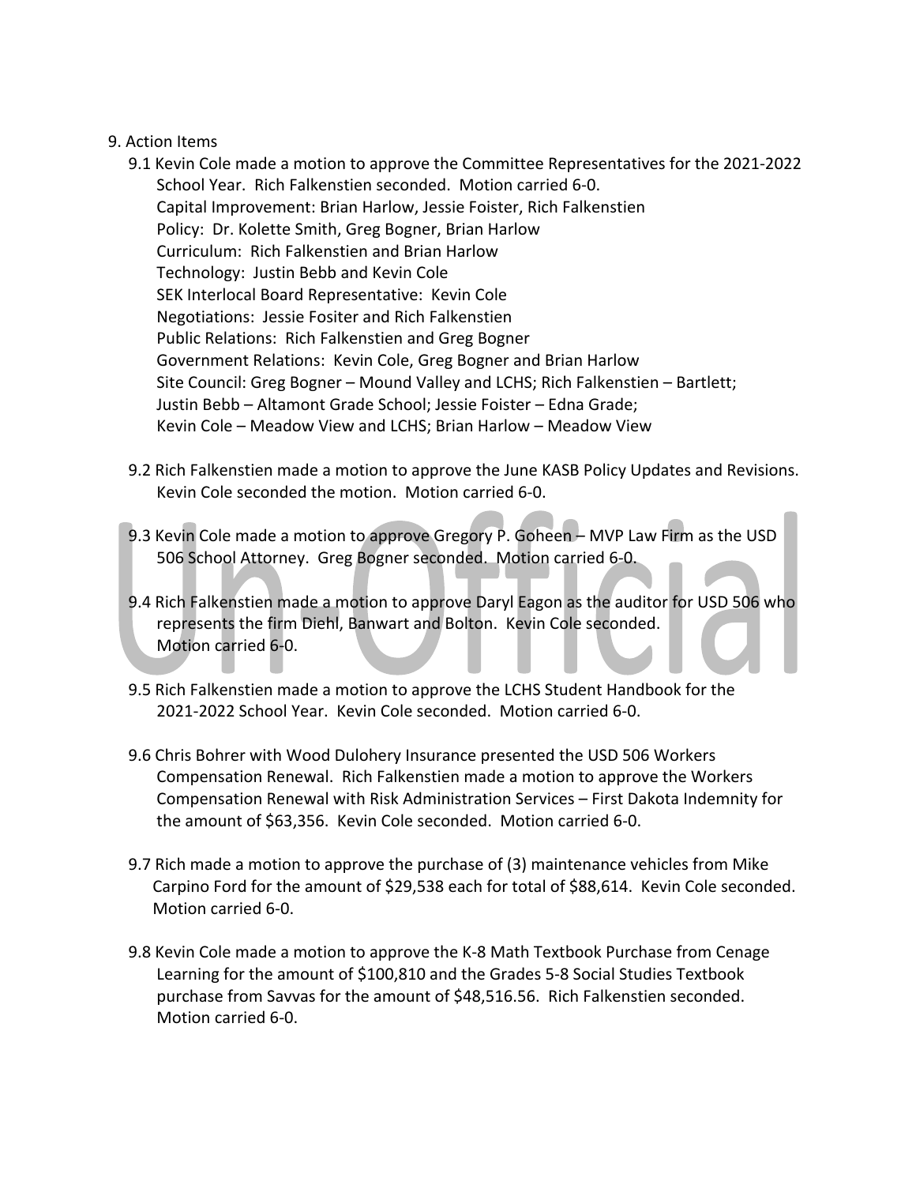9. Action Items

9.1 Kevin Cole made a motion to approve the Committee Representatives for the 2021-2022 School Year. Rich Falkenstien seconded. Motion carried 6-0.
Capital Improvement: Brian Harlow, Jessie Foister, Rich Falkenstien
Policy: Dr. Kolette Smith, Greg Bogner, Brian Harlow
Curriculum: Rich Falkenstien and Brian Harlow
Technology: Justin Bebb and Kevin Cole
SEK Interlocal Board Representative: Kevin Cole
Negotiations: Jessie Fositer and Rich Falkenstien
Public Relations: Rich Falkenstien and Greg Bogner
Government Relations: Kevin Cole, Greg Bogner and Brian Harlow
Site Council: Greg Bogner – Mound Valley and LCHS; Rich Falkenstien – Bartlett; Justin Bebb – Altamont Grade School; Jessie Foister – Edna Grade; Kevin Cole – Meadow View and LCHS; Brian Harlow – Meadow View

9.2 Rich Falkenstien made a motion to approve the June KASB Policy Updates and Revisions. Kevin Cole seconded the motion. Motion carried 6-0.

9.3 Kevin Cole made a motion to approve Gregory P. Goheen – MVP Law Firm as the USD 506 School Attorney. Greg Bogner seconded. Motion carried 6-0.

9.4 Rich Falkenstien made a motion to approve Daryl Eagon as the auditor for USD 506 who represents the firm Diehl, Banwart and Bolton. Kevin Cole seconded. Motion carried 6-0.

9.5 Rich Falkenstien made a motion to approve the LCHS Student Handbook for the 2021-2022 School Year. Kevin Cole seconded. Motion carried 6-0.

9.6 Chris Bohrer with Wood Dulohery Insurance presented the USD 506 Workers Compensation Renewal. Rich Falkenstien made a motion to approve the Workers Compensation Renewal with Risk Administration Services – First Dakota Indemnity for the amount of $63,356. Kevin Cole seconded. Motion carried 6-0.

9.7 Rich made a motion to approve the purchase of (3) maintenance vehicles from Mike Carpino Ford for the amount of $29,538 each for total of $88,614. Kevin Cole seconded. Motion carried 6-0.

9.8 Kevin Cole made a motion to approve the K-8 Math Textbook Purchase from Cenage Learning for the amount of $100,810 and the Grades 5-8 Social Studies Textbook purchase from Savvas for the amount of $48,516.56. Rich Falkenstien seconded. Motion carried 6-0.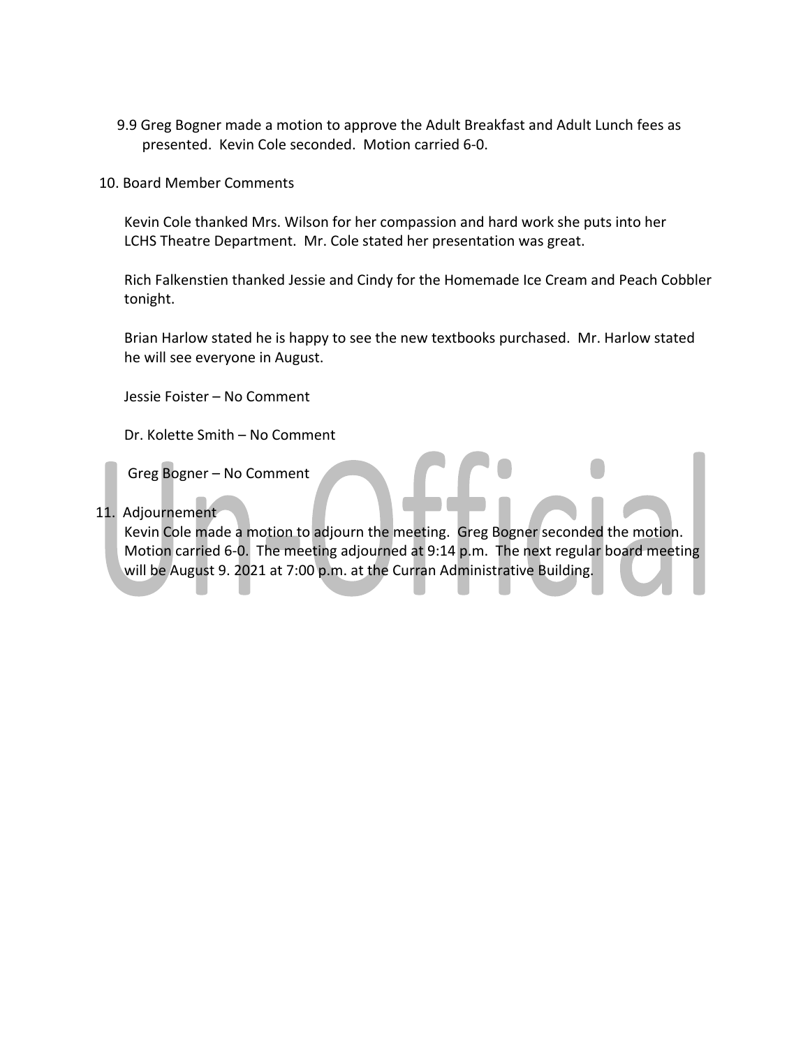9.9 Greg Bogner made a motion to approve the Adult Breakfast and Adult Lunch fees as presented. Kevin Cole seconded. Motion carried 6-0.

10. Board Member Comments

Kevin Cole thanked Mrs. Wilson for her compassion and hard work she puts into her LCHS Theatre Department. Mr. Cole stated her presentation was great.

Rich Falkenstien thanked Jessie and Cindy for the Homemade Ice Cream and Peach Cobbler tonight.

Brian Harlow stated he is happy to see the new textbooks purchased. Mr. Harlow stated he will see everyone in August.

Jessie Foister – No Comment

Dr. Kolette Smith – No Comment

Greg Bogner – No Comment

11. Adjournement

Kevin Cole made a motion to adjourn the meeting. Greg Bogner seconded the motion. Motion carried 6-0. The meeting adjourned at 9:14 p.m. The next regular board meeting will be August 9. 2021 at 7:00 p.m. at the Curran Administrative Building.

Un-Official